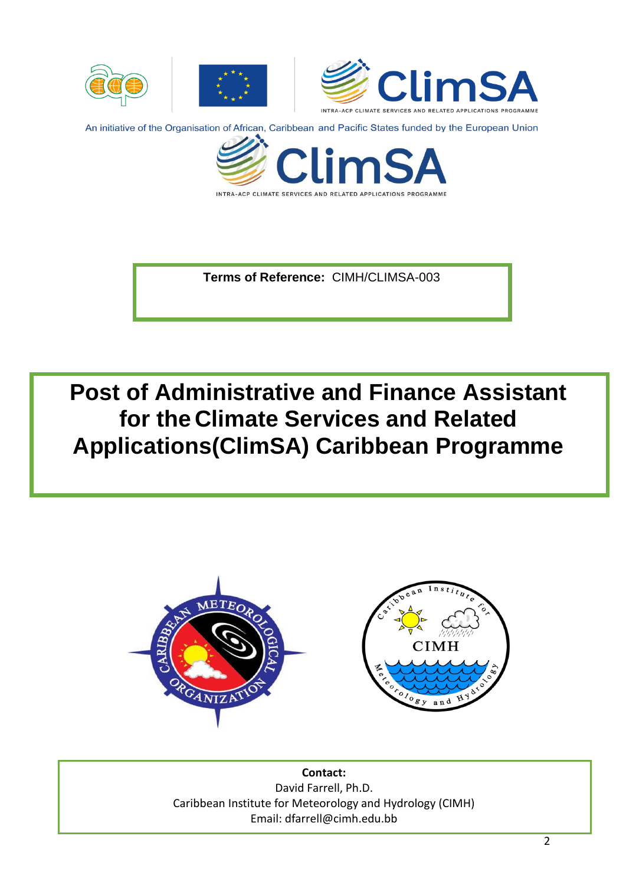An initiative of the Organisation of African, Caribbean and Pacific States funded by the European Union

**Terms of Reference:** CIMH/CLIMSA-003

# Post of Administrative and Finance Assistant for the Climate Services and Related Applications(ClimSA) Caribbean Programme

**Contact:**
David Farrell, Ph.D.
Caribbean Institute for Meteorology and Hydrology (CIMH)
Email: dfarrell@cimh.edu.bb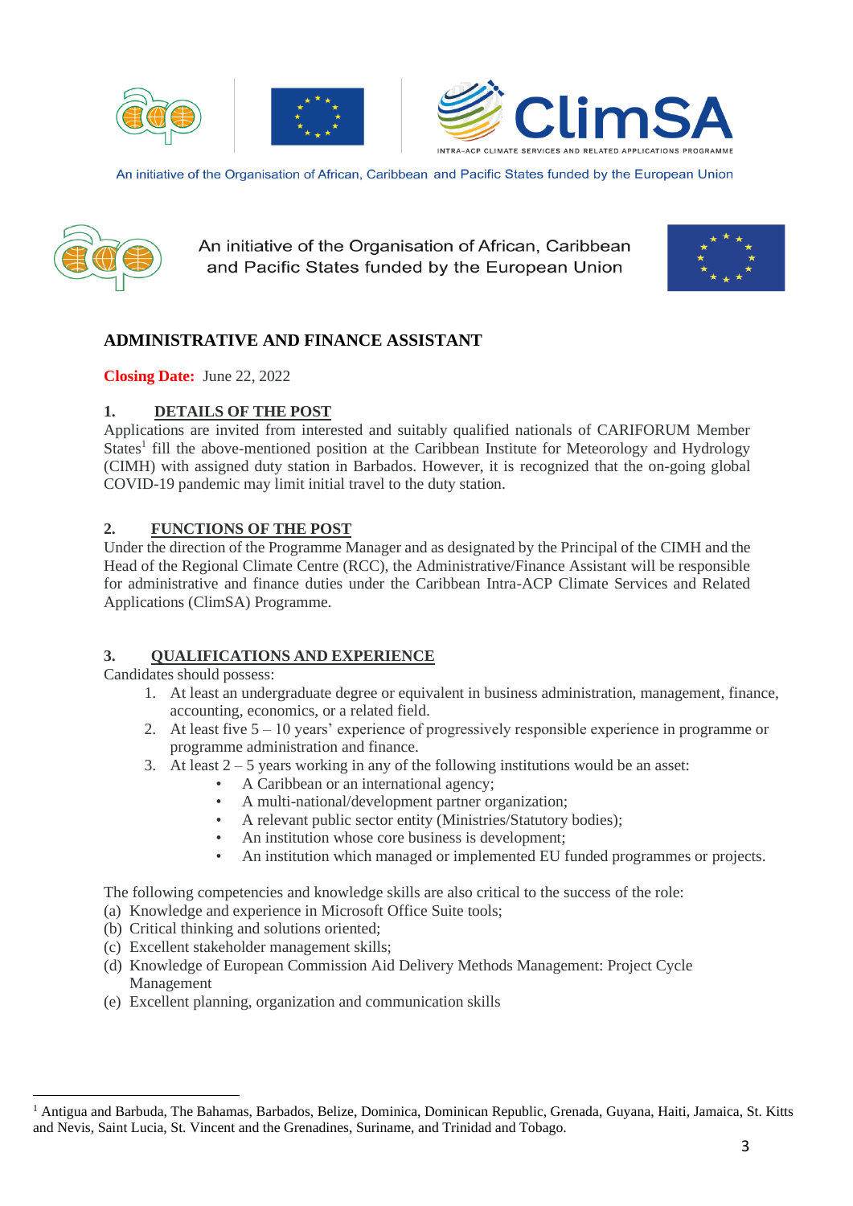An initiative of the Organisation of African, Caribbean and Pacific States funded by the European Union

An initiative of the Organisation of African, Caribbean and Pacific States funded by the European Union

## ADMINISTRATIVE AND FINANCE ASSISTANT

**Closing Date:** June 22, 2022

### 1. DETAILS OF THE POST

Applications are invited from interested and suitably qualified nationals of CARIFORUM Member States[1] fill the above-mentioned position at the Caribbean Institute for Meteorology and Hydrology (CIMH) with assigned duty station in Barbados. However, it is recognized that the on-going global COVID-19 pandemic may limit initial travel to the duty station.

### 2. FUNCTIONS OF THE POST

Under the direction of the Programme Manager and as designated by the Principal of the CIMH and the Head of the Regional Climate Centre (RCC), the Administrative/Finance Assistant will be responsible for administrative and finance duties under the Caribbean Intra-ACP Climate Services and Related Applications (ClimSA) Programme.

### 3. QUALIFICATIONS AND EXPERIENCE

Candidates should possess:

1. At least an undergraduate degree or equivalent in business administration, management, finance, accounting, economics, or a related field.
2. At least five 5 – 10 years' experience of progressively responsible experience in programme or programme administration and finance.
3. At least 2 – 5 years working in any of the following institutions would be an asset:
   - A Caribbean or an international agency;
   - A multi-national/development partner organization;
   - A relevant public sector entity (Ministries/Statutory bodies);
   - An institution whose core business is development;
   - An institution which managed or implemented EU funded programmes or projects.

The following competencies and knowledge skills are also critical to the success of the role:

(a) Knowledge and experience in Microsoft Office Suite tools;
(b) Critical thinking and solutions oriented;
(c) Excellent stakeholder management skills;
(d) Knowledge of European Commission Aid Delivery Methods Management: Project Cycle Management
(e) Excellent planning, organization and communication skills

---

[1] Antigua and Barbuda, The Bahamas, Barbados, Belize, Dominica, Dominican Republic, Grenada, Guyana, Haiti, Jamaica, St. Kitts and Nevis, Saint Lucia, St. Vincent and the Grenadines, Suriname, and Trinidad and Tobago.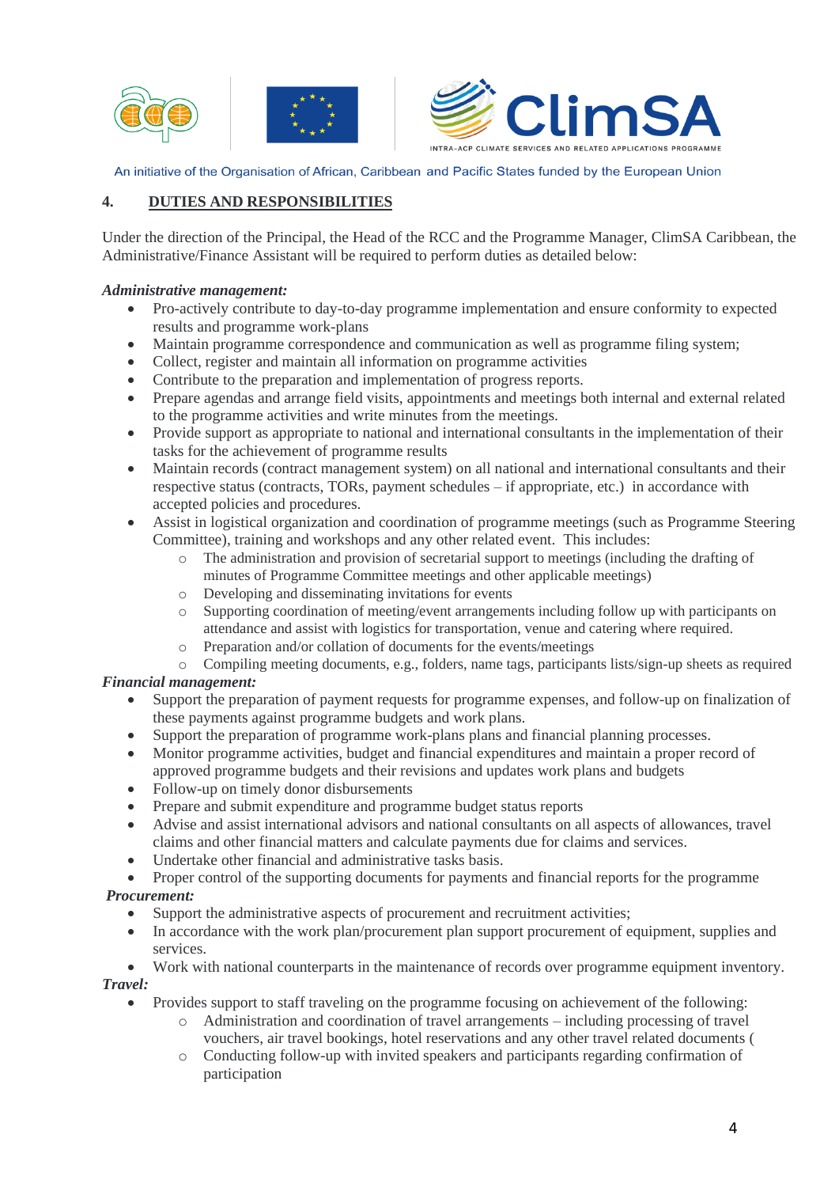## 4. DUTIES AND RESPONSIBILITIES

Under the direction of the Principal, the Head of the RCC and the Programme Manager, ClimSA Caribbean, the Administrative/Finance Assistant will be required to perform duties as detailed below:

***Administrative management:***

- Pro-actively contribute to day-to-day programme implementation and ensure conformity to expected results and programme work-plans
- Maintain programme correspondence and communication as well as programme filing system;
- Collect, register and maintain all information on programme activities
- Contribute to the preparation and implementation of progress reports.
- Prepare agendas and arrange field visits, appointments and meetings both internal and external related to the programme activities and write minutes from the meetings.
- Provide support as appropriate to national and international consultants in the implementation of their tasks for the achievement of programme results
- Maintain records (contract management system) on all national and international consultants and their respective status (contracts, TORs, payment schedules – if appropriate, etc.) in accordance with accepted policies and procedures.
- Assist in logistical organization and coordination of programme meetings (such as Programme Steering Committee), training and workshops and any other related event. This includes:
  - The administration and provision of secretarial support to meetings (including the drafting of minutes of Programme Committee meetings and other applicable meetings)
  - Developing and disseminating invitations for events
  - Supporting coordination of meeting/event arrangements including follow up with participants on attendance and assist with logistics for transportation, venue and catering where required.
  - Preparation and/or collation of documents for the events/meetings
  - Compiling meeting documents, e.g., folders, name tags, participants lists/sign-up sheets as required

***Financial management:***

- Support the preparation of payment requests for programme expenses, and follow-up on finalization of these payments against programme budgets and work plans.
- Support the preparation of programme work-plans plans and financial planning processes.
- Monitor programme activities, budget and financial expenditures and maintain a proper record of approved programme budgets and their revisions and updates work plans and budgets
- Follow-up on timely donor disbursements
- Prepare and submit expenditure and programme budget status reports
- Advise and assist international advisors and national consultants on all aspects of allowances, travel claims and other financial matters and calculate payments due for claims and services.
- Undertake other financial and administrative tasks basis.
- Proper control of the supporting documents for payments and financial reports for the programme

***Procurement:***

- Support the administrative aspects of procurement and recruitment activities;
- In accordance with the work plan/procurement plan support procurement of equipment, supplies and services.
- Work with national counterparts in the maintenance of records over programme equipment inventory.

***Travel:***

- Provides support to staff traveling on the programme focusing on achievement of the following:
  - Administration and coordination of travel arrangements – including processing of travel vouchers, air travel bookings, hotel reservations and any other travel related documents (
  - Conducting follow-up with invited speakers and participants regarding confirmation of participation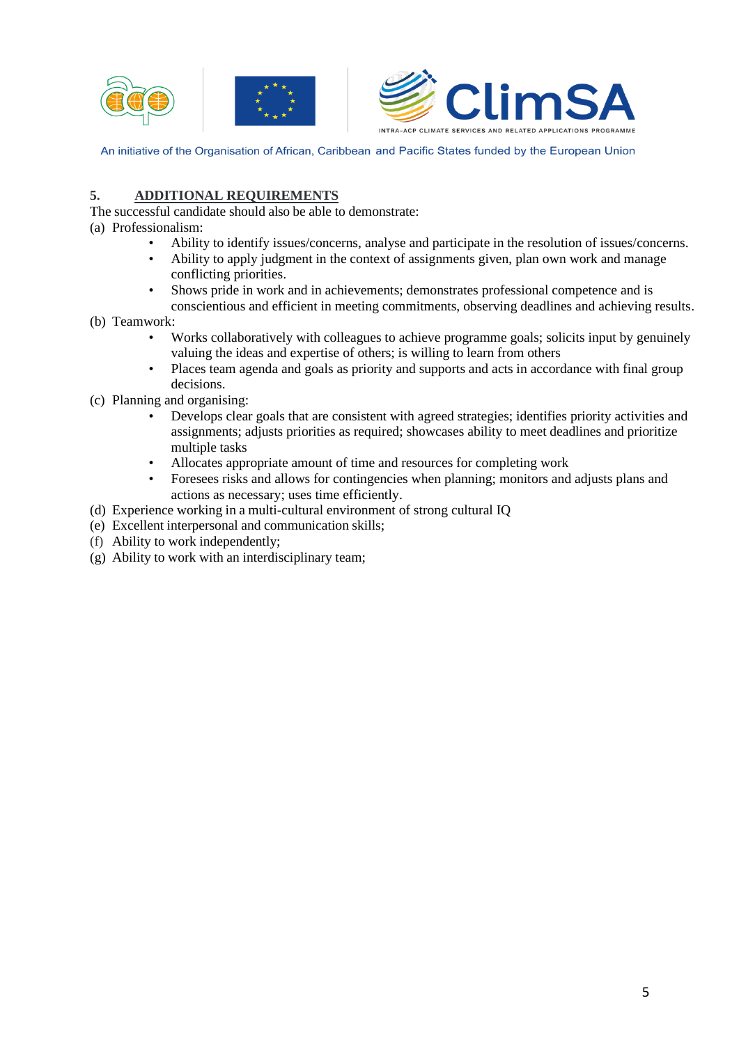## 5. ADDITIONAL REQUIREMENTS

The successful candidate should also be able to demonstrate:

(a) Professionalism:

- Ability to identify issues/concerns, analyse and participate in the resolution of issues/concerns.
- Ability to apply judgment in the context of assignments given, plan own work and manage conflicting priorities.
- Shows pride in work and in achievements; demonstrates professional competence and is conscientious and efficient in meeting commitments, observing deadlines and achieving results.

(b) Teamwork:

- Works collaboratively with colleagues to achieve programme goals; solicits input by genuinely valuing the ideas and expertise of others; is willing to learn from others
- Places team agenda and goals as priority and supports and acts in accordance with final group decisions.

(c) Planning and organising:

- Develops clear goals that are consistent with agreed strategies; identifies priority activities and assignments; adjusts priorities as required; showcases ability to meet deadlines and prioritize multiple tasks
- Allocates appropriate amount of time and resources for completing work
- Foresees risks and allows for contingencies when planning; monitors and adjusts plans and actions as necessary; uses time efficiently.

(d) Experience working in a multi-cultural environment of strong cultural IQ

(e) Excellent interpersonal and communication skills;

(f) Ability to work independently;

(g) Ability to work with an interdisciplinary team;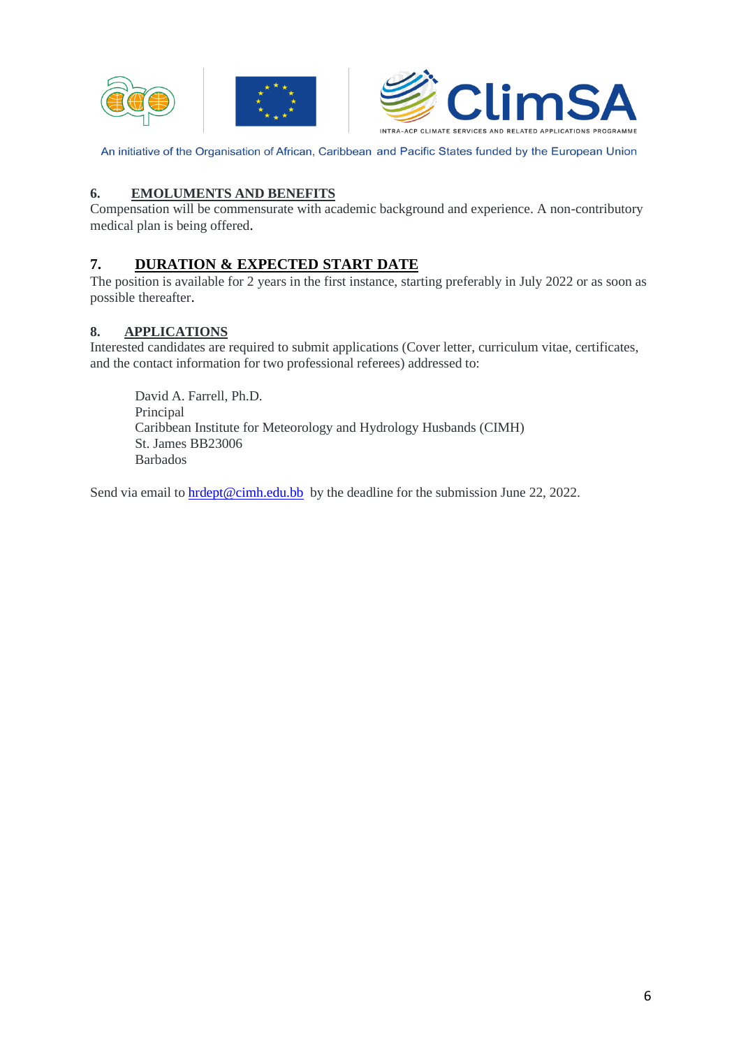## 6. EMOLUMENTS AND BENEFITS

Compensation will be commensurate with academic background and experience. A non-contributory medical plan is being offered.

## 7. DURATION & EXPECTED START DATE

The position is available for 2 years in the first instance, starting preferably in July 2022 or as soon as possible thereafter.

## 8. APPLICATIONS

Interested candidates are required to submit applications (Cover letter, curriculum vitae, certificates, and the contact information for two professional referees) addressed to:

> David A. Farrell, Ph.D.  
> Principal  
> Caribbean Institute for Meteorology and Hydrology Husbands (CIMH)  
> St. James BB23006  
> Barbados

Send via email to hrdept@cimh.edu.bb by the deadline for the submission June 22, 2022.